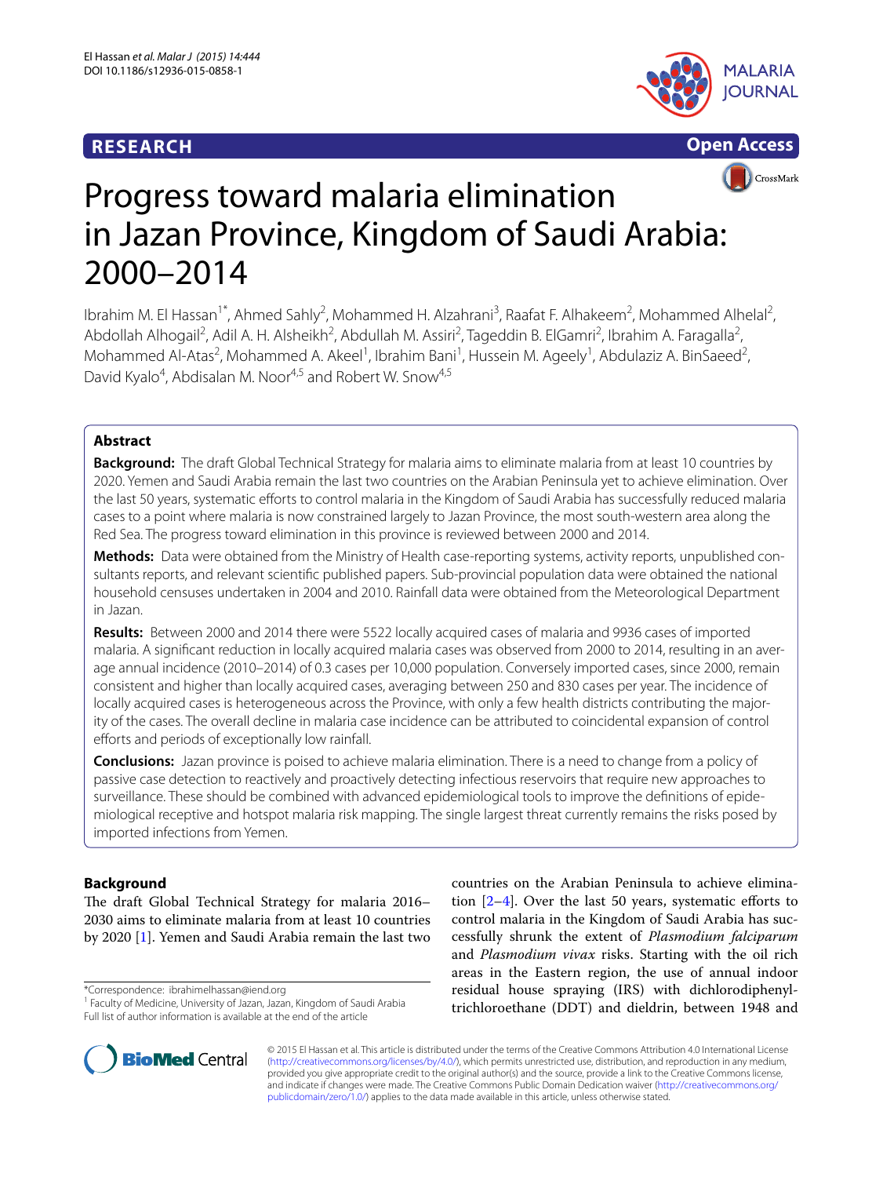RESEARCH

Open Access

# Progress toward malaria elimination in Jazan Province, Kingdom of Saudi Arabia: 2000–2014

Ibrahim M. El Hassan[1*], Ahmed Sahly[2], Mohammed H. Alzahrani[3], Raafat F. Alhakeem[2], Mohammed Alhelal[2], Abdollah Alhogail[2], Adil A. H. Alsheikh[2], Abdullah M. Assiri[2], Tageddin B. ElGamri[2], Ibrahim A. Faragalla[2], Mohammed Al-Atas[2], Mohammed A. Akeel[1], Ibrahim Bani[1], Hussein M. Ageely[1], Abdulaziz A. BinSaeed[2], David Kyalo[4], Abdisalan M. Noor[4,5] and Robert W. Snow[4,5]

## Abstract

**Background:** The draft Global Technical Strategy for malaria aims to eliminate malaria from at least 10 countries by 2020. Yemen and Saudi Arabia remain the last two countries on the Arabian Peninsula yet to achieve elimination. Over the last 50 years, systematic efforts to control malaria in the Kingdom of Saudi Arabia has successfully reduced malaria cases to a point where malaria is now constrained largely to Jazan Province, the most south-western area along the Red Sea. The progress toward elimination in this province is reviewed between 2000 and 2014.

**Methods:** Data were obtained from the Ministry of Health case-reporting systems, activity reports, unpublished consultants reports, and relevant scientific published papers. Sub-provincial population data were obtained the national household censuses undertaken in 2004 and 2010. Rainfall data were obtained from the Meteorological Department in Jazan.

**Results:** Between 2000 and 2014 there were 5522 locally acquired cases of malaria and 9936 cases of imported malaria. A significant reduction in locally acquired malaria cases was observed from 2000 to 2014, resulting in an average annual incidence (2010–2014) of 0.3 cases per 10,000 population. Conversely imported cases, since 2000, remain consistent and higher than locally acquired cases, averaging between 250 and 830 cases per year. The incidence of locally acquired cases is heterogeneous across the Province, with only a few health districts contributing the majority of the cases. The overall decline in malaria case incidence can be attributed to coincidental expansion of control efforts and periods of exceptionally low rainfall.

**Conclusions:** Jazan province is poised to achieve malaria elimination. There is a need to change from a policy of passive case detection to reactively and proactively detecting infectious reservoirs that require new approaches to surveillance. These should be combined with advanced epidemiological tools to improve the definitions of epidemiological receptive and hotspot malaria risk mapping. The single largest threat currently remains the risks posed by imported infections from Yemen.

## Background

The draft Global Technical Strategy for malaria 2016–2030 aims to eliminate malaria from at least 10 countries by 2020 [1]. Yemen and Saudi Arabia remain the last two countries on the Arabian Peninsula to achieve elimination [2–4]. Over the last 50 years, systematic efforts to control malaria in the Kingdom of Saudi Arabia has successfully shrunk the extent of *Plasmodium falciparum* and *Plasmodium vivax* risks. Starting with the oil rich areas in the Eastern region, the use of annual indoor residual house spraying (IRS) with dichlorodiphenyltrichloroethane (DDT) and dieldrin, between 1948 and

*Correspondence: ibrahimelhassan@iend.org
[1] Faculty of Medicine, University of Jazan, Jazan, Kingdom of Saudi Arabia
Full list of author information is available at the end of the article

© 2015 El Hassan et al. This article is distributed under the terms of the Creative Commons Attribution 4.0 International License (http://creativecommons.org/licenses/by/4.0/), which permits unrestricted use, distribution, and reproduction in any medium, provided you give appropriate credit to the original author(s) and the source, provide a link to the Creative Commons license, and indicate if changes were made. The Creative Commons Public Domain Dedication waiver (http://creativecommons.org/publicdomain/zero/1.0/) applies to the data made available in this article, unless otherwise stated.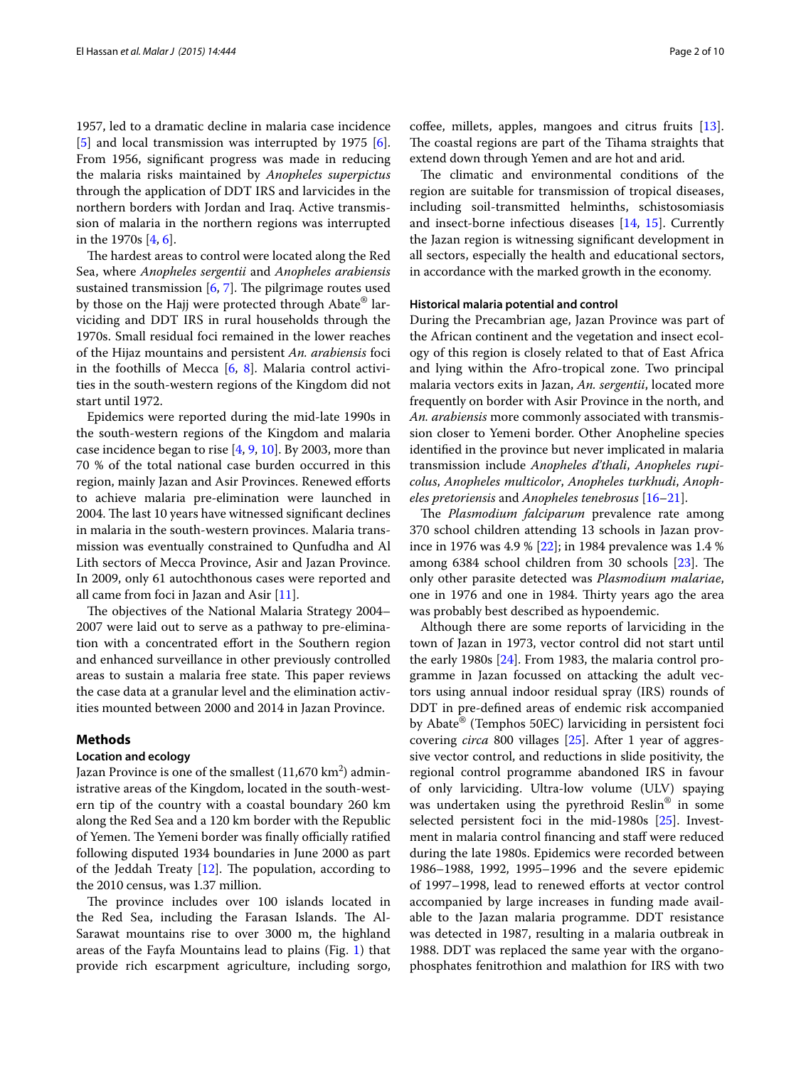1957, led to a dramatic decline in malaria case incidence [5] and local transmission was interrupted by 1975 [6]. From 1956, significant progress was made in reducing the malaria risks maintained by *Anopheles superpictus* through the application of DDT IRS and larvicides in the northern borders with Jordan and Iraq. Active transmission of malaria in the northern regions was interrupted in the 1970s [4, 6].

The hardest areas to control were located along the Red Sea, where *Anopheles sergentii* and *Anopheles arabiensis* sustained transmission [6, 7]. The pilgrimage routes used by those on the Hajj were protected through Abate® larviciding and DDT IRS in rural households through the 1970s. Small residual foci remained in the lower reaches of the Hijaz mountains and persistent *An. arabiensis* foci in the foothills of Mecca [6, 8]. Malaria control activities in the south-western regions of the Kingdom did not start until 1972.

Epidemics were reported during the mid-late 1990s in the south-western regions of the Kingdom and malaria case incidence began to rise [4, 9, 10]. By 2003, more than 70 % of the total national case burden occurred in this region, mainly Jazan and Asir Provinces. Renewed efforts to achieve malaria pre-elimination were launched in 2004. The last 10 years have witnessed significant declines in malaria in the south-western provinces. Malaria transmission was eventually constrained to Qunfudha and Al Lith sectors of Mecca Province, Asir and Jazan Province. In 2009, only 61 autochthonous cases were reported and all came from foci in Jazan and Asir [11].

The objectives of the National Malaria Strategy 2004–2007 were laid out to serve as a pathway to pre-elimination with a concentrated effort in the Southern region and enhanced surveillance in other previously controlled areas to sustain a malaria free state. This paper reviews the case data at a granular level and the elimination activities mounted between 2000 and 2014 in Jazan Province.

## Methods

### Location and ecology

Jazan Province is one of the smallest (11,670 km$^2$) administrative areas of the Kingdom, located in the south-western tip of the country with a coastal boundary 260 km along the Red Sea and a 120 km border with the Republic of Yemen. The Yemeni border was finally officially ratified following disputed 1934 boundaries in June 2000 as part of the Jeddah Treaty [12]. The population, according to the 2010 census, was 1.37 million.

The province includes over 100 islands located in the Red Sea, including the Farasan Islands. The Al-Sarawat mountains rise to over 3000 m, the highland areas of the Fayfa Mountains lead to plains (Fig. 1) that provide rich escarpment agriculture, including sorgo, coffee, millets, apples, mangoes and citrus fruits [13]. The coastal regions are part of the Tihama straights that extend down through Yemen and are hot and arid.

The climatic and environmental conditions of the region are suitable for transmission of tropical diseases, including soil-transmitted helminths, schistosomiasis and insect-borne infectious diseases [14, 15]. Currently the Jazan region is witnessing significant development in all sectors, especially the health and educational sectors, in accordance with the marked growth in the economy.

### Historical malaria potential and control

During the Precambrian age, Jazan Province was part of the African continent and the vegetation and insect ecology of this region is closely related to that of East Africa and lying within the Afro-tropical zone. Two principal malaria vectors exits in Jazan, *An. sergentii*, located more frequently on border with Asir Province in the north, and *An. arabiensis* more commonly associated with transmission closer to Yemeni border. Other Anopheline species identified in the province but never implicated in malaria transmission include *Anopheles d'thali*, *Anopheles rupicolus*, *Anopheles multicolor*, *Anopheles turkhudi*, *Anopheles pretoriensis* and *Anopheles tenebrosus* [16–21].

The *Plasmodium falciparum* prevalence rate among 370 school children attending 13 schools in Jazan province in 1976 was 4.9 % [22]; in 1984 prevalence was 1.4 % among 6384 school children from 30 schools [23]. The only other parasite detected was *Plasmodium malariae*, one in 1976 and one in 1984. Thirty years ago the area was probably best described as hypoendemic.

Although there are some reports of larviciding in the town of Jazan in 1973, vector control did not start until the early 1980s [24]. From 1983, the malaria control programme in Jazan focussed on attacking the adult vectors using annual indoor residual spray (IRS) rounds of DDT in pre-defined areas of endemic risk accompanied by Abate® (Temphos 50EC) larviciding in persistent foci covering *circa* 800 villages [25]. After 1 year of aggressive vector control, and reductions in slide positivity, the regional control programme abandoned IRS in favour of only larviciding. Ultra-low volume (ULV) spaying was undertaken using the pyrethroid Reslin® in some selected persistent foci in the mid-1980s [25]. Investment in malaria control financing and staff were reduced during the late 1980s. Epidemics were recorded between 1986–1988, 1992, 1995–1996 and the severe epidemic of 1997–1998, lead to renewed efforts at vector control accompanied by large increases in funding made available to the Jazan malaria programme. DDT resistance was detected in 1987, resulting in a malaria outbreak in 1988. DDT was replaced the same year with the organophosphates fenitrothion and malathion for IRS with two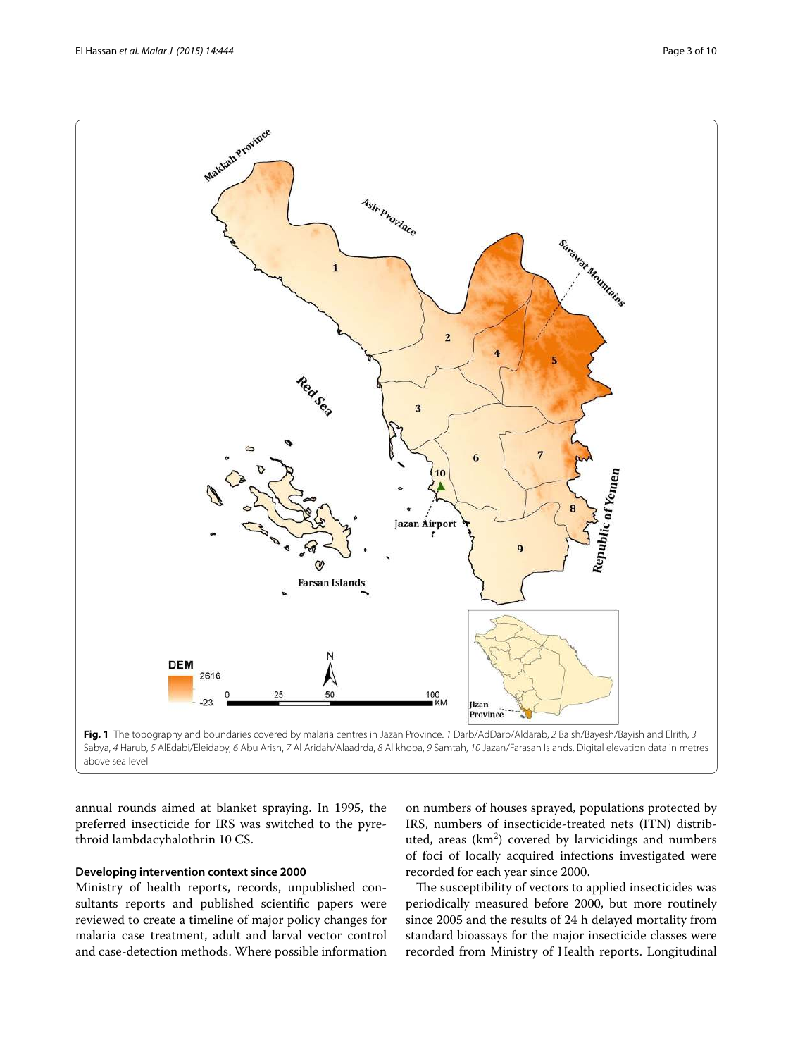**Fig. 1** The topography and boundaries covered by malaria centres in Jazan Province. *1* Darb/AdDarb/Aldarab, *2* Baish/Bayesh/Bayish and Elrith, *3* Sabya, *4* Harub, *5* AlEdabi/Eleidaby, *6* Abu Arish, *7* Al Aridah/Alaadrda, *8* Al khoba, *9* Samtah, *10* Jazan/Farasan Islands. Digital elevation data in metres above sea level

annual rounds aimed at blanket spraying. In 1995, the preferred insecticide for IRS was switched to the pyrethroid lambdacyhalothrin 10 CS.

#### Developing intervention context since 2000

Ministry of health reports, records, unpublished consultants reports and published scientific papers were reviewed to create a timeline of major policy changes for malaria case treatment, adult and larval vector control and case-detection methods. Where possible information on numbers of houses sprayed, populations protected by IRS, numbers of insecticide-treated nets (ITN) distributed, areas ($km^2$) covered by larvicidings and numbers of foci of locally acquired infections investigated were recorded for each year since 2000.

The susceptibility of vectors to applied insecticides was periodically measured before 2000, but more routinely since 2005 and the results of 24 h delayed mortality from standard bioassays for the major insecticide classes were recorded from Ministry of Health reports. Longitudinal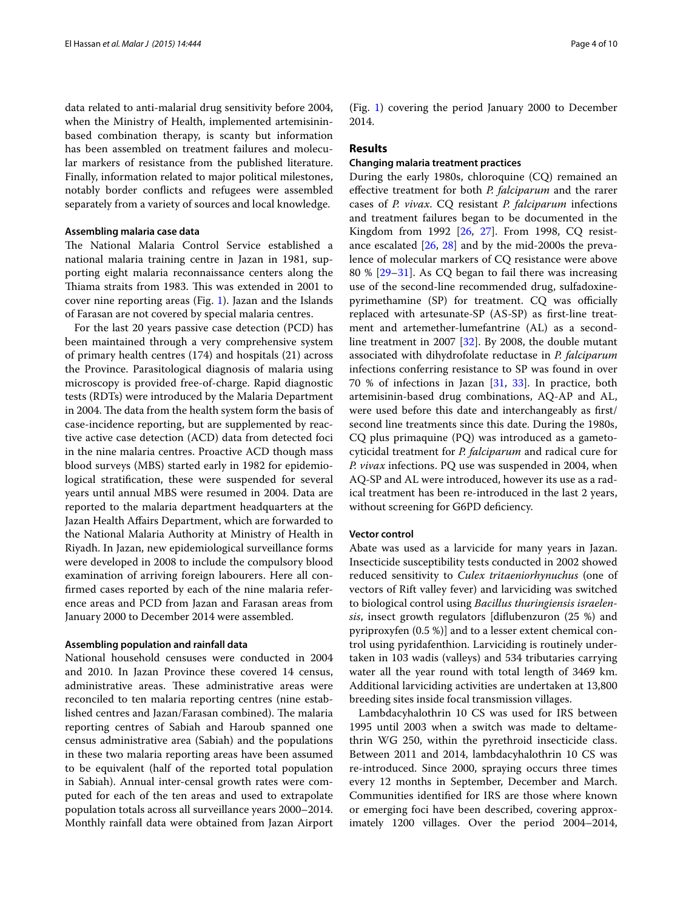data related to anti-malarial drug sensitivity before 2004, when the Ministry of Health, implemented artemisinin-based combination therapy, is scanty but information has been assembled on treatment failures and molecular markers of resistance from the published literature. Finally, information related to major political milestones, notably border conflicts and refugees were assembled separately from a variety of sources and local knowledge.

### Assembling malaria case data

The National Malaria Control Service established a national malaria training centre in Jazan in 1981, supporting eight malaria reconnaissance centers along the Thiama straits from 1983. This was extended in 2001 to cover nine reporting areas (Fig. 1). Jazan and the Islands of Farasan are not covered by special malaria centres.

For the last 20 years passive case detection (PCD) has been maintained through a very comprehensive system of primary health centres (174) and hospitals (21) across the Province. Parasitological diagnosis of malaria using microscopy is provided free-of-charge. Rapid diagnostic tests (RDTs) were introduced by the Malaria Department in 2004. The data from the health system form the basis of case-incidence reporting, but are supplemented by reactive active case detection (ACD) data from detected foci in the nine malaria centres. Proactive ACD though mass blood surveys (MBS) started early in 1982 for epidemiological stratification, these were suspended for several years until annual MBS were resumed in 2004. Data are reported to the malaria department headquarters at the Jazan Health Affairs Department, which are forwarded to the National Malaria Authority at Ministry of Health in Riyadh. In Jazan, new epidemiological surveillance forms were developed in 2008 to include the compulsory blood examination of arriving foreign labourers. Here all confirmed cases reported by each of the nine malaria reference areas and PCD from Jazan and Farasan areas from January 2000 to December 2014 were assembled.

### Assembling population and rainfall data

National household censuses were conducted in 2004 and 2010. In Jazan Province these covered 14 census, administrative areas. These administrative areas were reconciled to ten malaria reporting centres (nine established centres and Jazan/Farasan combined). The malaria reporting centres of Sabiah and Haroub spanned one census administrative area (Sabiah) and the populations in these two malaria reporting areas have been assumed to be equivalent (half of the reported total population in Sabiah). Annual inter-censal growth rates were computed for each of the ten areas and used to extrapolate population totals across all surveillance years 2000–2014. Monthly rainfall data were obtained from Jazan Airport (Fig. 1) covering the period January 2000 to December 2014.

## Results

### Changing malaria treatment practices

During the early 1980s, chloroquine (CQ) remained an effective treatment for both *P. falciparum* and the rarer cases of *P. vivax*. CQ resistant *P. falciparum* infections and treatment failures began to be documented in the Kingdom from 1992 [26, 27]. From 1998, CQ resistance escalated [26, 28] and by the mid-2000s the prevalence of molecular markers of CQ resistance were above 80 % [29–31]. As CQ began to fail there was increasing use of the second-line recommended drug, sulfadoxine-pyrimethamine (SP) for treatment. CQ was officially replaced with artesunate-SP (AS-SP) as first-line treatment and artemether-lumefantrine (AL) as a second-line treatment in 2007 [32]. By 2008, the double mutant associated with dihydrofolate reductase in *P. falciparum* infections conferring resistance to SP was found in over 70 % of infections in Jazan [31, 33]. In practice, both artemisinin-based drug combinations, AQ-AP and AL, were used before this date and interchangeably as first/second line treatments since this date. During the 1980s, CQ plus primaquine (PQ) was introduced as a gametocyticidal treatment for *P. falciparum* and radical cure for *P. vivax* infections. PQ use was suspended in 2004, when AQ-SP and AL were introduced, however its use as a radical treatment has been re-introduced in the last 2 years, without screening for G6PD deficiency.

### Vector control

Abate was used as a larvicide for many years in Jazan. Insecticide susceptibility tests conducted in 2002 showed reduced sensitivity to *Culex tritaeniorhynuchus* (one of vectors of Rift valley fever) and larviciding was switched to biological control using *Bacillus thuringiensis israelensis*, insect growth regulators [diflubenzuron (25 %) and pyriproxyfen (0.5 %)] and to a lesser extent chemical control using pyridafenthion. Larviciding is routinely undertaken in 103 wadis (valleys) and 534 tributaries carrying water all the year round with total length of 3469 km. Additional larviciding activities are undertaken at 13,800 breeding sites inside focal transmission villages.

Lambdacyhalothrin 10 CS was used for IRS between 1995 until 2003 when a switch was made to deltamethrin WG 250, within the pyrethroid insecticide class. Between 2011 and 2014, lambdacyhalothrin 10 CS was re-introduced. Since 2000, spraying occurs three times every 12 months in September, December and March. Communities identified for IRS are those where known or emerging foci have been described, covering approximately 1200 villages. Over the period 2004–2014,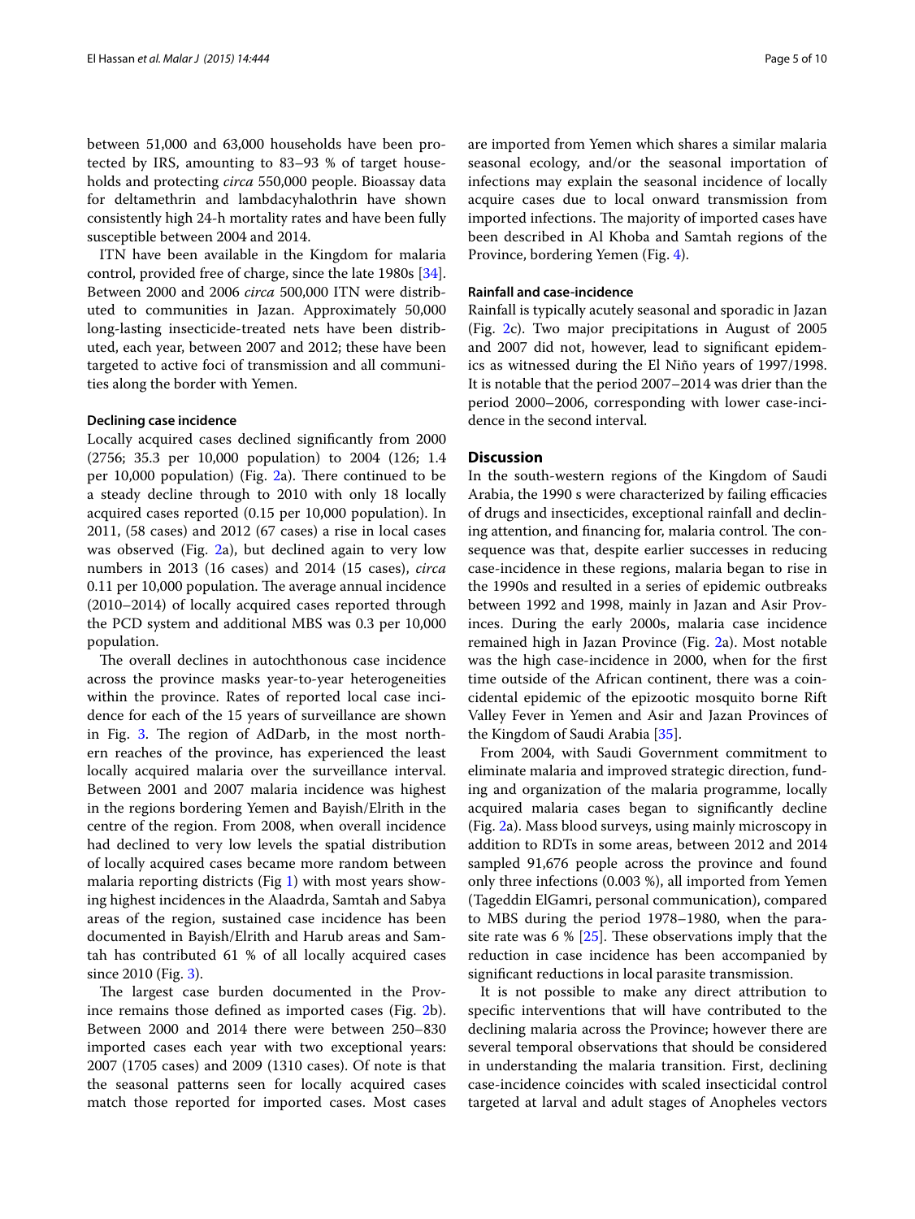between 51,000 and 63,000 households have been protected by IRS, amounting to 83–93 % of target households and protecting *circa* 550,000 people. Bioassay data for deltamethrin and lambdacyhalothrin have shown consistently high 24-h mortality rates and have been fully susceptible between 2004 and 2014.

ITN have been available in the Kingdom for malaria control, provided free of charge, since the late 1980s [34]. Between 2000 and 2006 *circa* 500,000 ITN were distributed to communities in Jazan. Approximately 50,000 long-lasting insecticide-treated nets have been distributed, each year, between 2007 and 2012; these have been targeted to active foci of transmission and all communities along the border with Yemen.

#### Declining case incidence

Locally acquired cases declined significantly from 2000 (2756; 35.3 per 10,000 population) to 2004 (126; 1.4 per 10,000 population) (Fig. 2a). There continued to be a steady decline through to 2010 with only 18 locally acquired cases reported (0.15 per 10,000 population). In 2011, (58 cases) and 2012 (67 cases) a rise in local cases was observed (Fig. 2a), but declined again to very low numbers in 2013 (16 cases) and 2014 (15 cases), *circa* 0.11 per 10,000 population. The average annual incidence (2010–2014) of locally acquired cases reported through the PCD system and additional MBS was 0.3 per 10,000 population.

The overall declines in autochthonous case incidence across the province masks year-to-year heterogeneities within the province. Rates of reported local case incidence for each of the 15 years of surveillance are shown in Fig. 3. The region of AdDarb, in the most northern reaches of the province, has experienced the least locally acquired malaria over the surveillance interval. Between 2001 and 2007 malaria incidence was highest in the regions bordering Yemen and Bayish/Elrith in the centre of the region. From 2008, when overall incidence had declined to very low levels the spatial distribution of locally acquired cases became more random between malaria reporting districts (Fig 1) with most years showing highest incidences in the Alaadrda, Samtah and Sabya areas of the region, sustained case incidence has been documented in Bayish/Elrith and Harub areas and Samtah has contributed 61 % of all locally acquired cases since 2010 (Fig. 3).

The largest case burden documented in the Province remains those defined as imported cases (Fig. 2b). Between 2000 and 2014 there were between 250–830 imported cases each year with two exceptional years: 2007 (1705 cases) and 2009 (1310 cases). Of note is that the seasonal patterns seen for locally acquired cases match those reported for imported cases. Most cases are imported from Yemen which shares a similar malaria seasonal ecology, and/or the seasonal importation of infections may explain the seasonal incidence of locally acquire cases due to local onward transmission from imported infections. The majority of imported cases have been described in Al Khoba and Samtah regions of the Province, bordering Yemen (Fig. 4).

#### Rainfall and case-incidence

Rainfall is typically acutely seasonal and sporadic in Jazan (Fig. 2c). Two major precipitations in August of 2005 and 2007 did not, however, lead to significant epidemics as witnessed during the El Niño years of 1997/1998. It is notable that the period 2007–2014 was drier than the period 2000–2006, corresponding with lower case-incidence in the second interval.

## Discussion

In the south-western regions of the Kingdom of Saudi Arabia, the 1990 s were characterized by failing efficacies of drugs and insecticides, exceptional rainfall and declining attention, and financing for, malaria control. The consequence was that, despite earlier successes in reducing case-incidence in these regions, malaria began to rise in the 1990s and resulted in a series of epidemic outbreaks between 1992 and 1998, mainly in Jazan and Asir Provinces. During the early 2000s, malaria case incidence remained high in Jazan Province (Fig. 2a). Most notable was the high case-incidence in 2000, when for the first time outside of the African continent, there was a coincidental epidemic of the epizootic mosquito borne Rift Valley Fever in Yemen and Asir and Jazan Provinces of the Kingdom of Saudi Arabia [35].

From 2004, with Saudi Government commitment to eliminate malaria and improved strategic direction, funding and organization of the malaria programme, locally acquired malaria cases began to significantly decline (Fig. 2a). Mass blood surveys, using mainly microscopy in addition to RDTs in some areas, between 2012 and 2014 sampled 91,676 people across the province and found only three infections (0.003 %), all imported from Yemen (Tageddin ElGamri, personal communication), compared to MBS during the period 1978–1980, when the parasite rate was 6 % [25]. These observations imply that the reduction in case incidence has been accompanied by significant reductions in local parasite transmission.

It is not possible to make any direct attribution to specific interventions that will have contributed to the declining malaria across the Province; however there are several temporal observations that should be considered in understanding the malaria transition. First, declining case-incidence coincides with scaled insecticidal control targeted at larval and adult stages of Anopheles vectors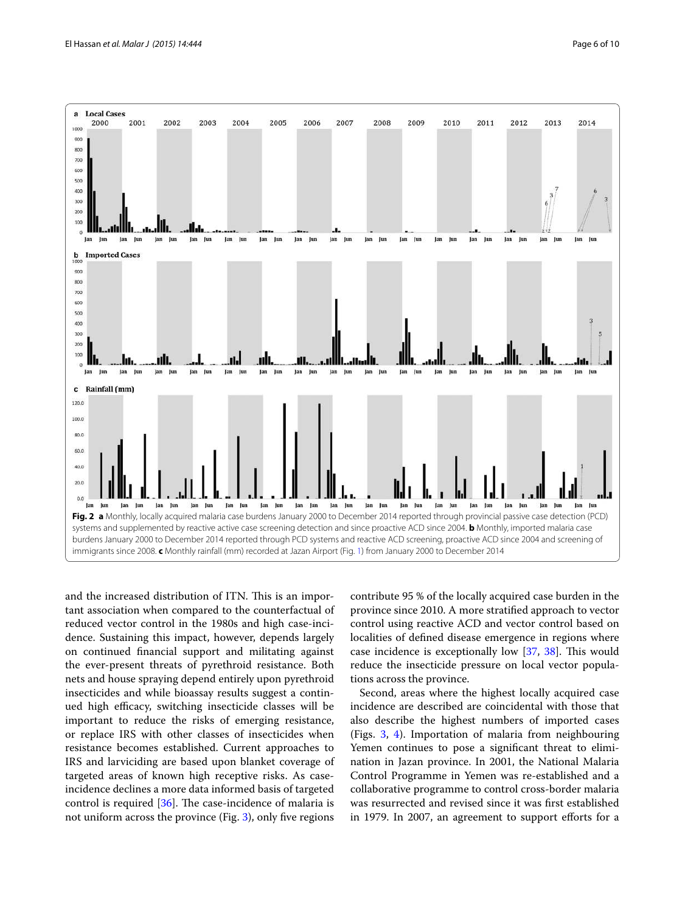**Fig. 2** **a** Monthly, locally acquired malaria case burdens January 2000 to December 2014 reported through provincial passive case detection (PCD) systems and supplemented by reactive active case screening detection and since proactive ACD since 2004. **b** Monthly, imported malaria case burdens January 2000 to December 2014 reported through PCD systems and reactive ACD screening, proactive ACD since 2004 and screening of immigrants since 2008. **c** Monthly rainfall (mm) recorded at Jazan Airport (Fig. 1) from January 2000 to December 2014

and the increased distribution of ITN. This is an important association when compared to the counterfactual of reduced vector control in the 1980s and high case-incidence. Sustaining this impact, however, depends largely on continued financial support and militating against the ever-present threats of pyrethroid resistance. Both nets and house spraying depend entirely upon pyrethroid insecticides and while bioassay results suggest a continued high efficacy, switching insecticide classes will be important to reduce the risks of emerging resistance, or replace IRS with other classes of insecticides when resistance becomes established. Current approaches to IRS and larviciding are based upon blanket coverage of targeted areas of known high receptive risks. As case-incidence declines a more data informed basis of targeted control is required [36]. The case-incidence of malaria is not uniform across the province (Fig. 3), only five regions contribute 95 % of the locally acquired case burden in the province since 2010. A more stratified approach to vector control using reactive ACD and vector control based on localities of defined disease emergence in regions where case incidence is exceptionally low [37, 38]. This would reduce the insecticide pressure on local vector populations across the province.

Second, areas where the highest locally acquired case incidence are described are coincidental with those that also describe the highest numbers of imported cases (Figs. 3, 4). Importation of malaria from neighbouring Yemen continues to pose a significant threat to elimination in Jazan province. In 2001, the National Malaria Control Programme in Yemen was re-established and a collaborative programme to control cross-border malaria was resurrected and revised since it was first established in 1979. In 2007, an agreement to support efforts for a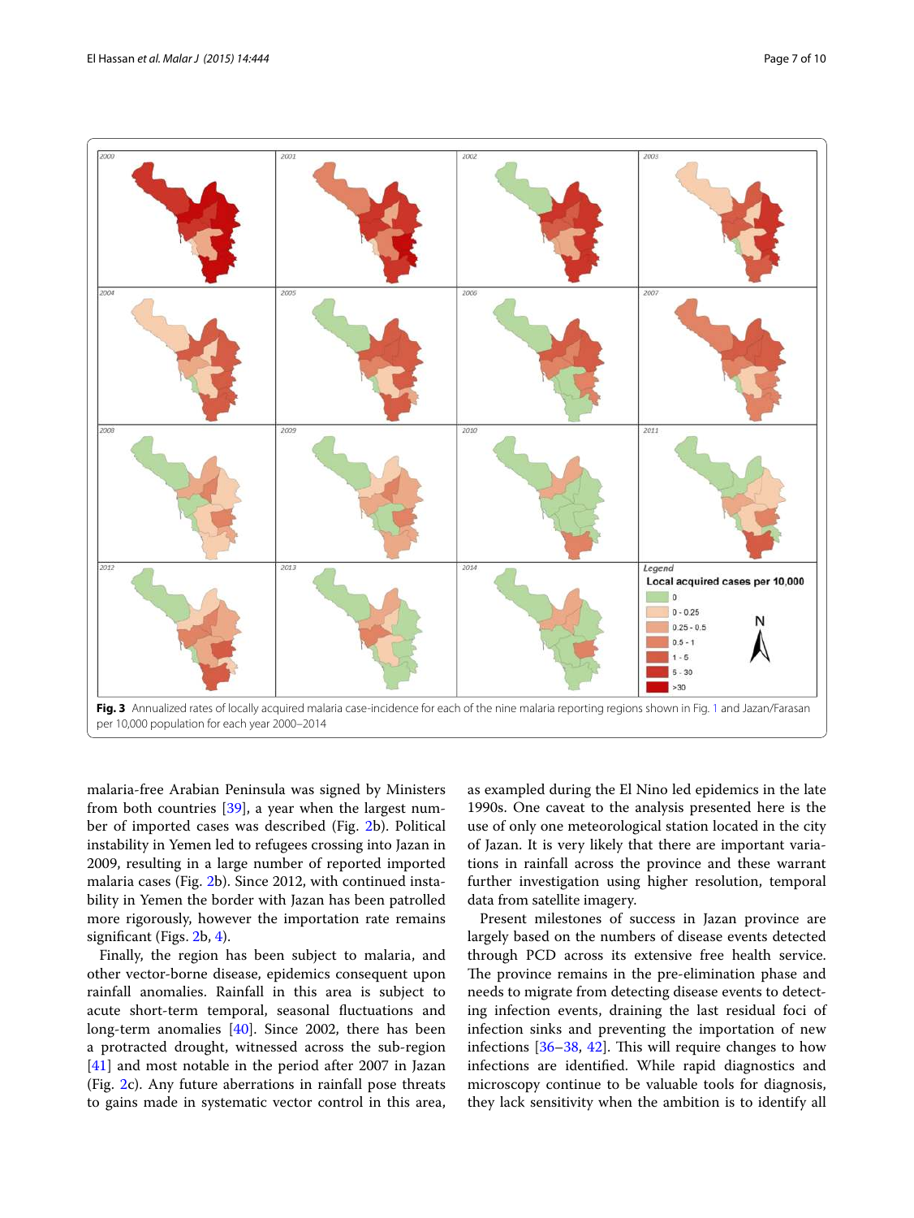**Fig. 3** Annualized rates of locally acquired malaria case-incidence for each of the nine malaria reporting regions shown in Fig. 1 and Jazan/Farasan per 10,000 population for each year 2000–2014

malaria-free Arabian Peninsula was signed by Ministers from both countries [39], a year when the largest number of imported cases was described (Fig. 2b). Political instability in Yemen led to refugees crossing into Jazan in 2009, resulting in a large number of reported imported malaria cases (Fig. 2b). Since 2012, with continued instability in Yemen the border with Jazan has been patrolled more rigorously, however the importation rate remains significant (Figs. 2b, 4).

Finally, the region has been subject to malaria, and other vector-borne disease, epidemics consequent upon rainfall anomalies. Rainfall in this area is subject to acute short-term temporal, seasonal fluctuations and long-term anomalies [40]. Since 2002, there has been a protracted drought, witnessed across the sub-region [41] and most notable in the period after 2007 in Jazan (Fig. 2c). Any future aberrations in rainfall pose threats to gains made in systematic vector control in this area, as exampled during the El Nino led epidemics in the late 1990s. One caveat to the analysis presented here is the use of only one meteorological station located in the city of Jazan. It is very likely that there are important variations in rainfall across the province and these warrant further investigation using higher resolution, temporal data from satellite imagery.

Present milestones of success in Jazan province are largely based on the numbers of disease events detected through PCD across its extensive free health service. The province remains in the pre-elimination phase and needs to migrate from detecting disease events to detecting infection events, draining the last residual foci of infection sinks and preventing the importation of new infections [36–38, 42]. This will require changes to how infections are identified. While rapid diagnostics and microscopy continue to be valuable tools for diagnosis, they lack sensitivity when the ambition is to identify all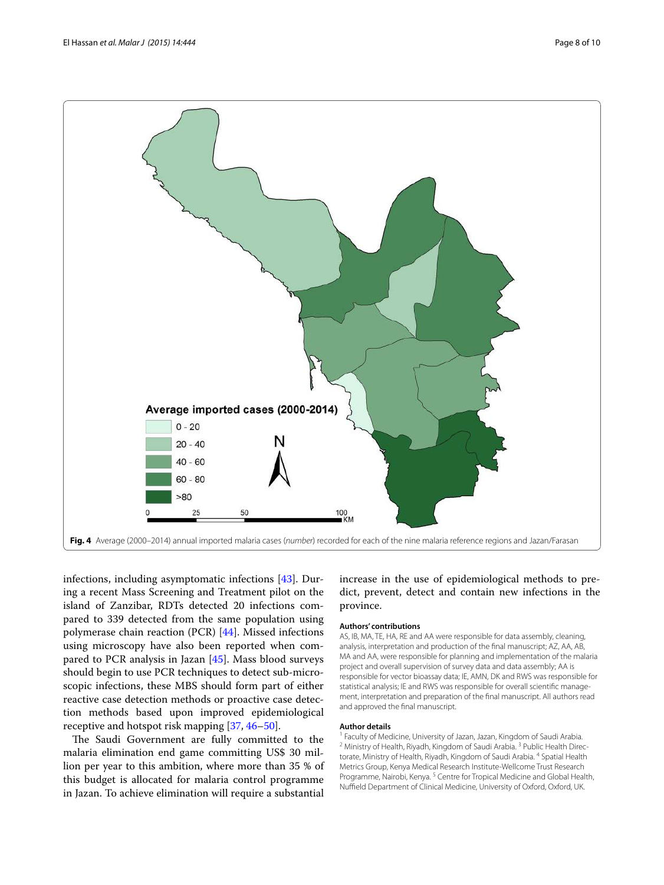Fig. 4 Average (2000–2014) annual imported malaria cases (*number*) recorded for each of the nine malaria reference regions and Jazan/Farasan

infections, including asymptomatic infections [43]. During a recent Mass Screening and Treatment pilot on the island of Zanzibar, RDTs detected 20 infections compared to 339 detected from the same population using polymerase chain reaction (PCR) [44]. Missed infections using microscopy have also been reported when compared to PCR analysis in Jazan [45]. Mass blood surveys should begin to use PCR techniques to detect sub-microscopic infections, these MBS should form part of either reactive case detection methods or proactive case detection methods based upon improved epidemiological receptive and hotspot risk mapping [37, 46–50].

The Saudi Government are fully committed to the malaria elimination end game committing US$ 30 million per year to this ambition, where more than 35 % of this budget is allocated for malaria control programme in Jazan. To achieve elimination will require a substantial increase in the use of epidemiological methods to predict, prevent, detect and contain new infections in the province.

### Authors' contributions

AS, IB, MA, TE, HA, RE and AA were responsible for data assembly, cleaning, analysis, interpretation and production of the final manuscript; AZ, AA, AB, MA and AA, were responsible for planning and implementation of the malaria project and overall supervision of survey data and data assembly; AA is responsible for vector bioassay data; IE, AMN, DK and RWS was responsible for statistical analysis; IE and RWS was responsible for overall scientific management, interpretation and preparation of the final manuscript. All authors read and approved the final manuscript.

### Author details

[1] Faculty of Medicine, University of Jazan, Jazan, Kingdom of Saudi Arabia. [2] Ministry of Health, Riyadh, Kingdom of Saudi Arabia. [3] Public Health Directorate, Ministry of Health, Riyadh, Kingdom of Saudi Arabia. [4] Spatial Health Metrics Group, Kenya Medical Research Institute-Wellcome Trust Research Programme, Nairobi, Kenya. [5] Centre for Tropical Medicine and Global Health, Nuffield Department of Clinical Medicine, University of Oxford, Oxford, UK.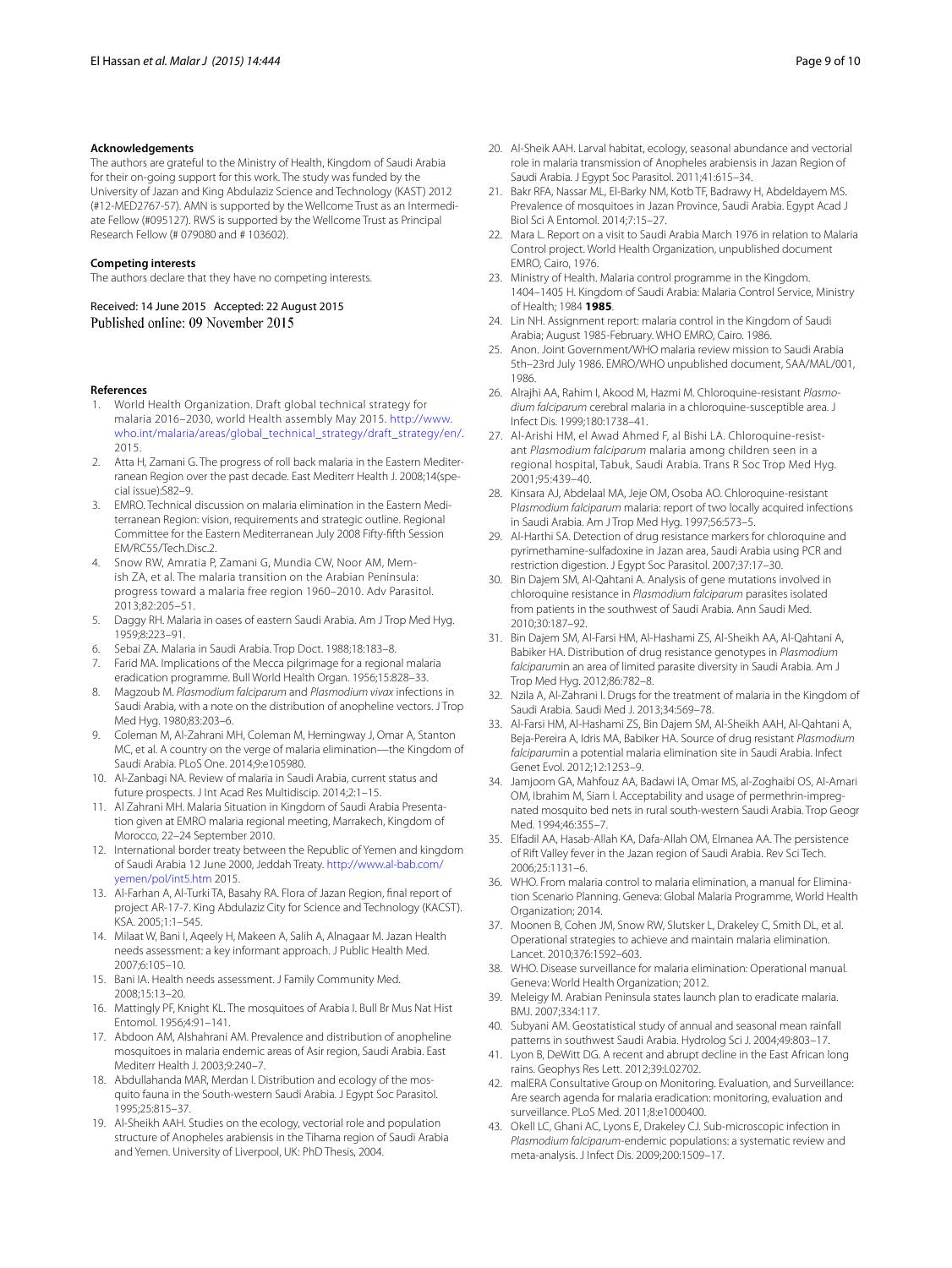### Acknowledgements

The authors are grateful to the Ministry of Health, Kingdom of Saudi Arabia for their on-going support for this work. The study was funded by the University of Jazan and King Abdulaziz Science and Technology (KAST) 2012 (#12-MED2767-57). AMN is supported by the Wellcome Trust as an Intermediate Fellow (#095127). RWS is supported by the Wellcome Trust as Principal Research Fellow (# 079080 and # 103602).

### Competing interests

The authors declare that they have no competing interests.

Received: 14 June 2015 Accepted: 22 August 2015
Published online: 09 November 2015

### References

1. World Health Organization. Draft global technical strategy for malaria 2016–2030, world Health assembly May 2015. http://www.who.int/malaria/areas/global_technical_strategy/draft_strategy/en/. 2015.
2. Atta H, Zamani G. The progress of roll back malaria in the Eastern Mediterranean Region over the past decade. East Mediterr Health J. 2008;14(special issue):S82–9.
3. EMRO. Technical discussion on malaria elimination in the Eastern Mediterranean Region: vision, requirements and strategic outline. Regional Committee for the Eastern Mediterranean July 2008 Fifty-fifth Session EM/RC55/Tech.Disc.2.
4. Snow RW, Amratia P, Zamani G, Mundia CW, Noor AM, Memish ZA, et al. The malaria transition on the Arabian Peninsula: progress toward a malaria free region 1960–2010. Adv Parasitol. 2013;82:205–51.
5. Daggy RH. Malaria in oases of eastern Saudi Arabia. Am J Trop Med Hyg. 1959;8:223–91.
6. Sebai ZA. Malaria in Saudi Arabia. Trop Doct. 1988;18:183–8.
7. Farid MA. Implications of the Mecca pilgrimage for a regional malaria eradication programme. Bull World Health Organ. 1956;15:828–33.
8. Magzoub M. *Plasmodium falciparum* and *Plasmodium vivax* infections in Saudi Arabia, with a note on the distribution of anopheline vectors. J Trop Med Hyg. 1980;83:203–6.
9. Coleman M, Al-Zahrani MH, Coleman M, Hemingway J, Omar A, Stanton MC, et al. A country on the verge of malaria elimination—the Kingdom of Saudi Arabia. PLoS One. 2014;9:e105980.
10. Al-Zanbagi NA. Review of malaria in Saudi Arabia, current status and future prospects. J Int Acad Res Multidiscip. 2014;2:1–15.
11. Al Zahrani MH. Malaria Situation in Kingdom of Saudi Arabia Presentation given at EMRO malaria regional meeting, Marrakech, Kingdom of Morocco, 22–24 September 2010.
12. International border treaty between the Republic of Yemen and kingdom of Saudi Arabia 12 June 2000, Jeddah Treaty. http://www.al-bab.com/yemen/pol/int5.htm 2015.
13. Al-Farhan A, Al-Turki TA, Basahy RA. Flora of Jazan Region, final report of project AR-17-7. King Abdulaziz City for Science and Technology (KACST). KSA. 2005;1:1–545.
14. Milaat W, Bani I, Aqeely H, Makeen A, Salih A, Alnagaar M. Jazan Health needs assessment: a key informant approach. J Public Health Med. 2007;6:105–10.
15. Bani IA. Health needs assessment. J Family Community Med. 2008;15:13–20.
16. Mattingly PF, Knight KL. The mosquitoes of Arabia I. Bull Br Mus Nat Hist Entomol. 1956;4:91–141.
17. Abdoon AM, Alshahrani AM. Prevalence and distribution of anopheline mosquitoes in malaria endemic areas of Asir region, Saudi Arabia. East Mediterr Health J. 2003;9:240–7.
18. Abdullahanda MAR, Merdan I. Distribution and ecology of the mosquito fauna in the South-western Saudi Arabia. J Egypt Soc Parasitol. 1995;25:815–37.
19. Al-Sheikh AAH. Studies on the ecology, vectorial role and population structure of Anopheles arabiensis in the Tihama region of Saudi Arabia and Yemen. University of Liverpool, UK: PhD Thesis, 2004.
20. Al-Sheik AAH. Larval habitat, ecology, seasonal abundance and vectorial role in malaria transmission of Anopheles arabiensis in Jazan Region of Saudi Arabia. J Egypt Soc Parasitol. 2011;41:615–34.
21. Bakr RFA, Nassar ML, El-Barky NM, Kotb TF, Badrawy H, Abdeldayem MS. Prevalence of mosquitoes in Jazan Province, Saudi Arabia. Egypt Acad J Biol Sci A Entomol. 2014;7:15–27.
22. Mara L. Report on a visit to Saudi Arabia March 1976 in relation to Malaria Control project. World Health Organization, unpublished document EMRO, Cairo, 1976.
23. Ministry of Health. Malaria control programme in the Kingdom. 1404–1405 H. Kingdom of Saudi Arabia: Malaria Control Service, Ministry of Health; 1984 **1985**.
24. Lin NH. Assignment report: malaria control in the Kingdom of Saudi Arabia; August 1985-February. WHO EMRO, Cairo. 1986.
25. Anon. Joint Government/WHO malaria review mission to Saudi Arabia 5th–23rd July 1986. EMRO/WHO unpublished document, SAA/MAL/001, 1986.
26. Alrajhi AA, Rahim I, Akood M, Hazmi M. Chloroquine-resistant *Plasmodium falciparum* cerebral malaria in a chloroquine-susceptible area. J Infect Dis. 1999;180:1738–41.
27. Al-Arishi HM, el Awad Ahmed F, al Bishi LA. Chloroquine-resistant *Plasmodium falciparum* malaria among children seen in a regional hospital, Tabuk, Saudi Arabia. Trans R Soc Trop Med Hyg. 2001;95:439–40.
28. Kinsara AJ, Abdelaal MA, Jeje OM, Osoba AO. Chloroquine-resistant P*lasmodium falciparum* malaria: report of two locally acquired infections in Saudi Arabia. Am J Trop Med Hyg. 1997;56:573–5.
29. Al-Harthi SA. Detection of drug resistance markers for chloroquine and pyrimethamine-sulfadoxine in Jazan area, Saudi Arabia using PCR and restriction digestion. J Egypt Soc Parasitol. 2007;37:17–30.
30. Bin Dajem SM, Al-Qahtani A. Analysis of gene mutations involved in chloroquine resistance in *Plasmodium falciparum* parasites isolated from patients in the southwest of Saudi Arabia. Ann Saudi Med. 2010;30:187–92.
31. Bin Dajem SM, Al-Farsi HM, Al-Hashami ZS, Al-Sheikh AA, Al-Qahtani A, Babiker HA. Distribution of drug resistance genotypes in *Plasmodium falciparum*in an area of limited parasite diversity in Saudi Arabia. Am J Trop Med Hyg. 2012;86:782–8.
32. Nzila A, Al-Zahrani I. Drugs for the treatment of malaria in the Kingdom of Saudi Arabia. Saudi Med J. 2013;34:569–78.
33. Al-Farsi HM, Al-Hashami ZS, Bin Dajem SM, Al-Sheikh AAH, Al-Qahtani A, Beja-Pereira A, Idris MA, Babiker HA. Source of drug resistant *Plasmodium falciparum*in a potential malaria elimination site in Saudi Arabia. Infect Genet Evol. 2012;12:1253–9.
34. Jamjoom GA, Mahfouz AA, Badawi IA, Omar MS, al-Zoghaibi OS, Al-Amari OM, Ibrahim M, Siam I. Acceptability and usage of permethrin-impregnated mosquito bed nets in rural south-western Saudi Arabia. Trop Geogr Med. 1994;46:355–7.
35. Elfadil AA, Hasab-Allah KA, Dafa-Allah OM, Elmanea AA. The persistence of Rift Valley fever in the Jazan region of Saudi Arabia. Rev Sci Tech. 2006;25:1131–6.
36. WHO. From malaria control to malaria elimination, a manual for Elimination Scenario Planning. Geneva: Global Malaria Programme, World Health Organization; 2014.
37. Moonen B, Cohen JM, Snow RW, Slutsker L, Drakeley C, Smith DL, et al. Operational strategies to achieve and maintain malaria elimination. Lancet. 2010;376:1592–603.
38. WHO. Disease surveillance for malaria elimination: Operational manual. Geneva: World Health Organization; 2012.
39. Meleigy M. Arabian Peninsula states launch plan to eradicate malaria. BMJ. 2007;334:117.
40. Subyani AM. Geostatistical study of annual and seasonal mean rainfall patterns in southwest Saudi Arabia. Hydrolog Sci J. 2004;49:803–17.
41. Lyon B, DeWitt DG. A recent and abrupt decline in the East African long rains. Geophys Res Lett. 2012;39:L02702.
42. malERA Consultative Group on Monitoring. Evaluation, and Surveillance: Are search agenda for malaria eradication: monitoring, evaluation and surveillance. PLoS Med. 2011;8:e1000400.
43. Okell LC, Ghani AC, Lyons E, Drakeley CJ. Sub-microscopic infection in *Plasmodium falciparum*-endemic populations: a systematic review and meta-analysis. J Infect Dis. 2009;200:1509–17.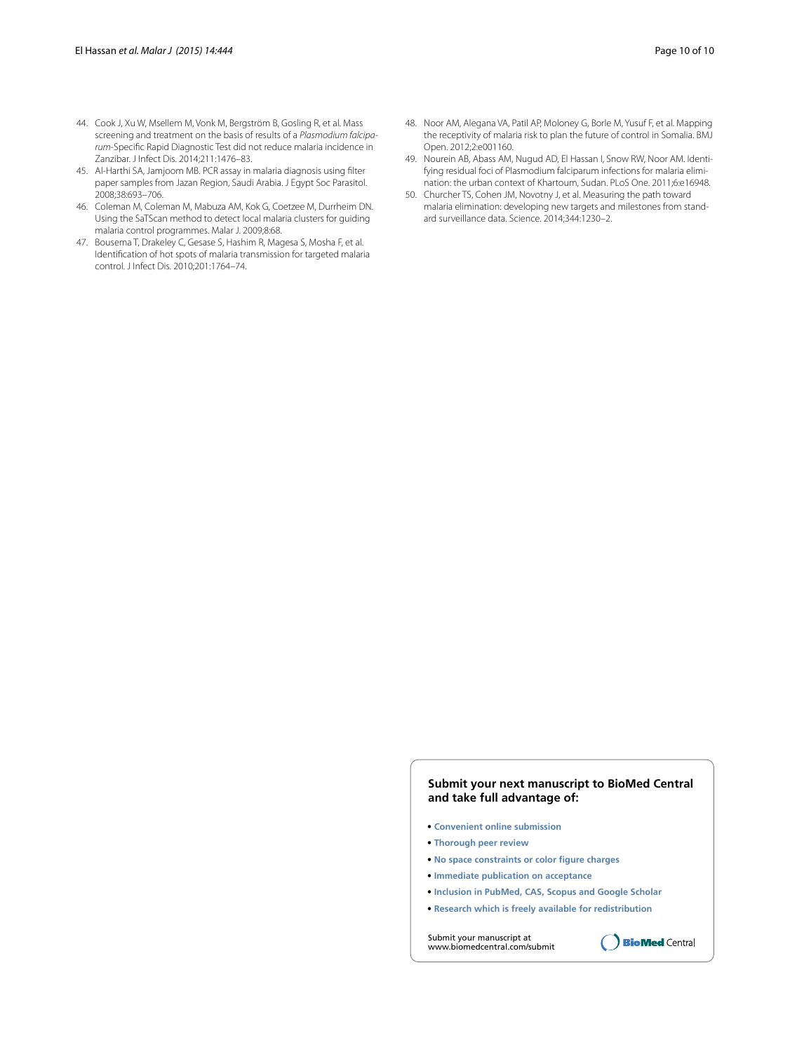44. Cook J, Xu W, Msellem M, Vonk M, Bergström B, Gosling R, et al. Mass screening and treatment on the basis of results of a *Plasmodium falciparum*-Specific Rapid Diagnostic Test did not reduce malaria incidence in Zanzibar. J Infect Dis. 2014;211:1476–83.
45. Al-Harthi SA, Jamjoom MB. PCR assay in malaria diagnosis using filter paper samples from Jazan Region, Saudi Arabia. J Egypt Soc Parasitol. 2008;38:693–706.
46. Coleman M, Coleman M, Mabuza AM, Kok G, Coetzee M, Durrheim DN. Using the SaTScan method to detect local malaria clusters for guiding malaria control programmes. Malar J. 2009;8:68.
47. Bousema T, Drakeley C, Gesase S, Hashim R, Magesa S, Mosha F, et al. Identification of hot spots of malaria transmission for targeted malaria control. J Infect Dis. 2010;201:1764–74.
48. Noor AM, Alegana VA, Patil AP, Moloney G, Borle M, Yusuf F, et al. Mapping the receptivity of malaria risk to plan the future of control in Somalia. BMJ Open. 2012;2:e001160.
49. Nourein AB, Abass AM, Nugud AD, El Hassan I, Snow RW, Noor AM. Identifying residual foci of Plasmodium falciparum infections for malaria elimination: the urban context of Khartoum, Sudan. PLoS One. 2011;6:e16948.
50. Churcher TS, Cohen JM, Novotny J, et al. Measuring the path toward malaria elimination: developing new targets and milestones from standard surveillance data. Science. 2014;344:1230–2.

**Submit your next manuscript to BioMed Central and take full advantage of:**

- **Convenient online submission**
- **Thorough peer review**
- **No space constraints or color figure charges**
- **Immediate publication on acceptance**
- **Inclusion in PubMed, CAS, Scopus and Google Scholar**
- **Research which is freely available for redistribution**

Submit your manuscript at
www.biomedcentral.com/submit

BioMed Central